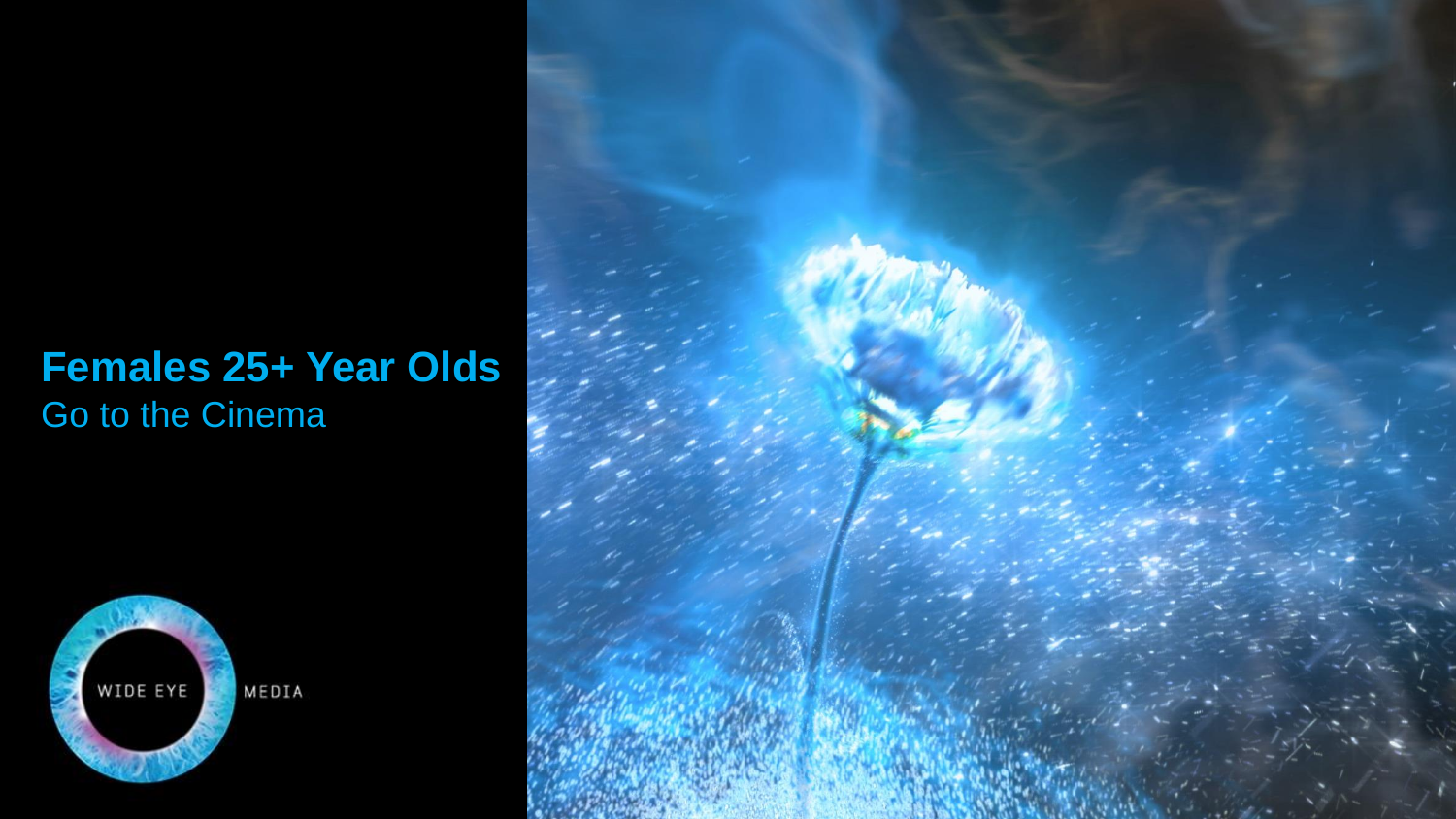# Females 25+ Year Olds

Go to the Cinema

WIDE EYE MEDIA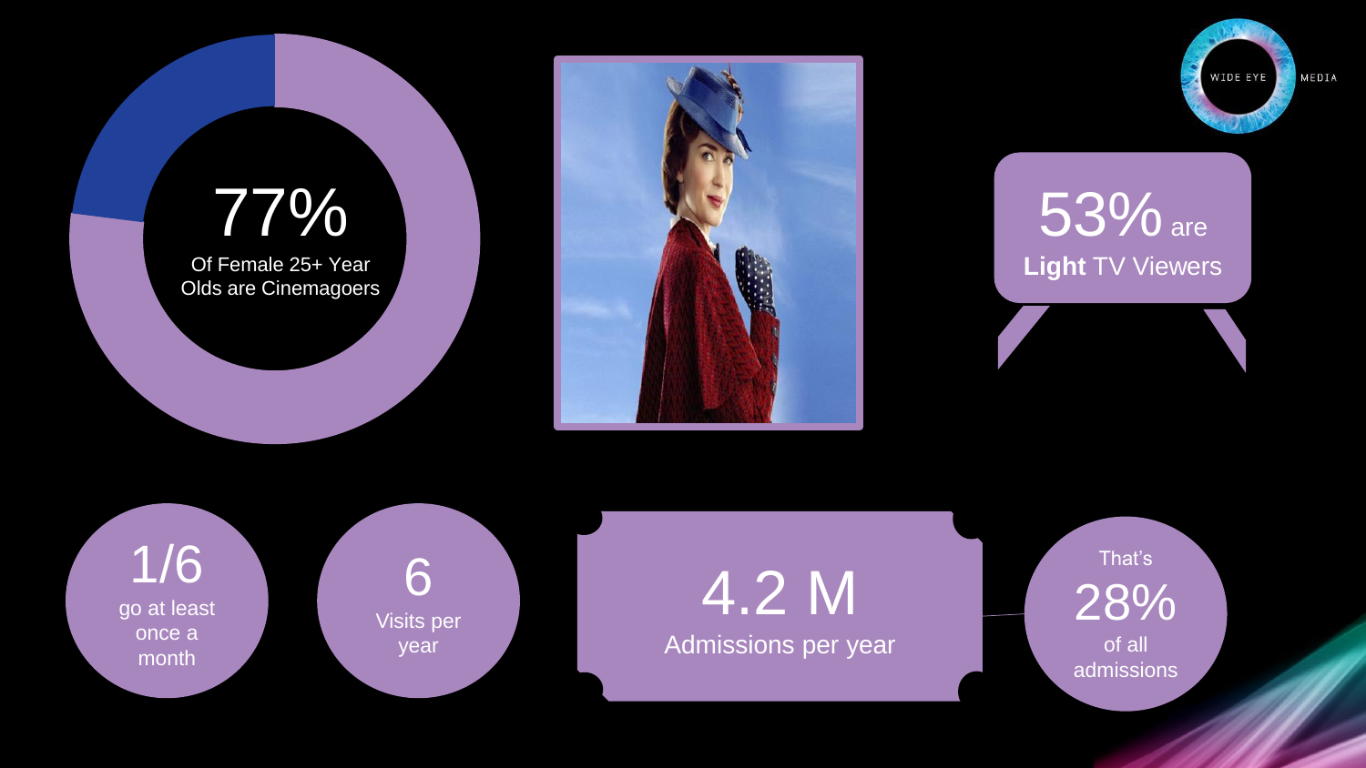77%

Of Female 25+ Year Olds are Cinemagoers

53% are **Light** TV Viewers

1/6

go at least once a month

6

Visits per year

4.2 M

Admissions per year

That's

28%

of all admissions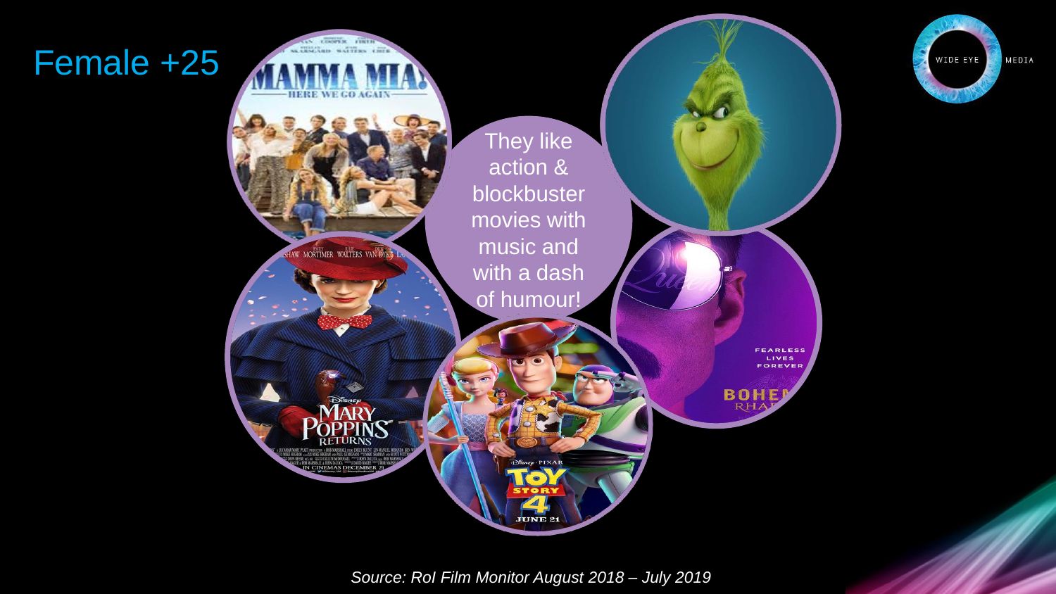# Female +25

They like action & blockbuster movies with music and with a dash of humour!

*Source: RoI Film Monitor August 2018 – July 2019*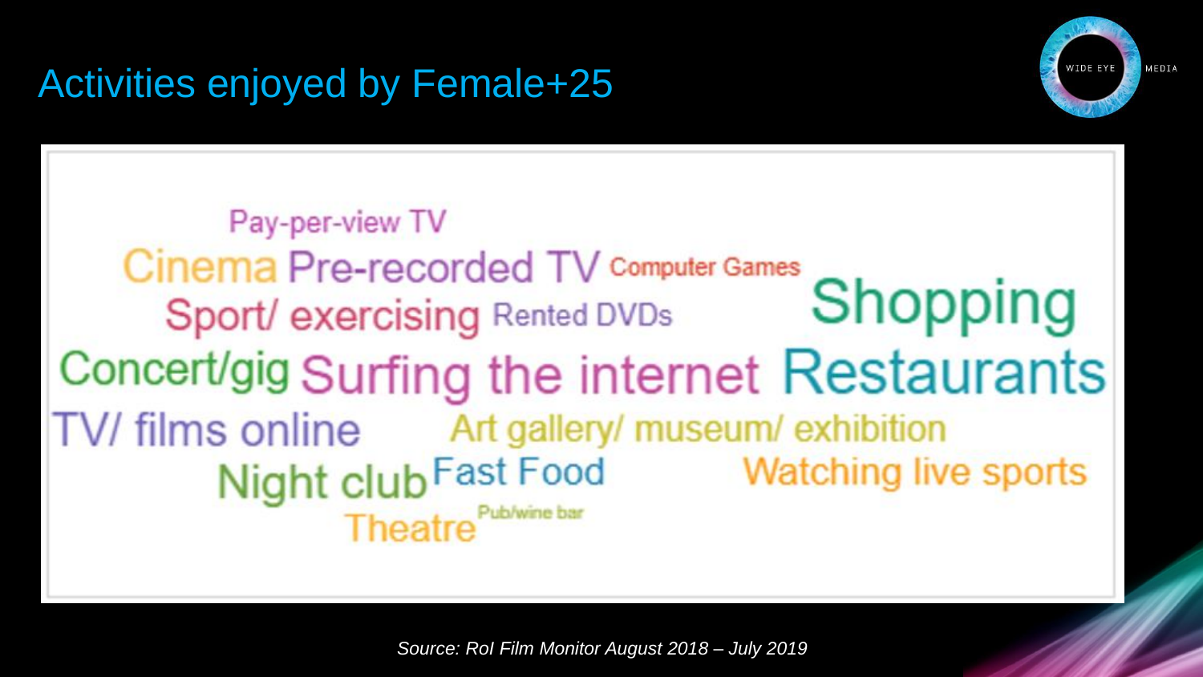# Activities enjoyed by Female+25

Pay-per-view TV

Cinema Pre-recorded TV Computer Games

Sport/ exercising Rented DVDs

Shopping

Concert/gig Surfing the internet Restaurants

TV/ films online Art gallery/ museum/ exhibition

Night club Fast Food Watching live sports

Theatre Pub/wine bar

*Source: RoI Film Monitor August 2018 – July 2019*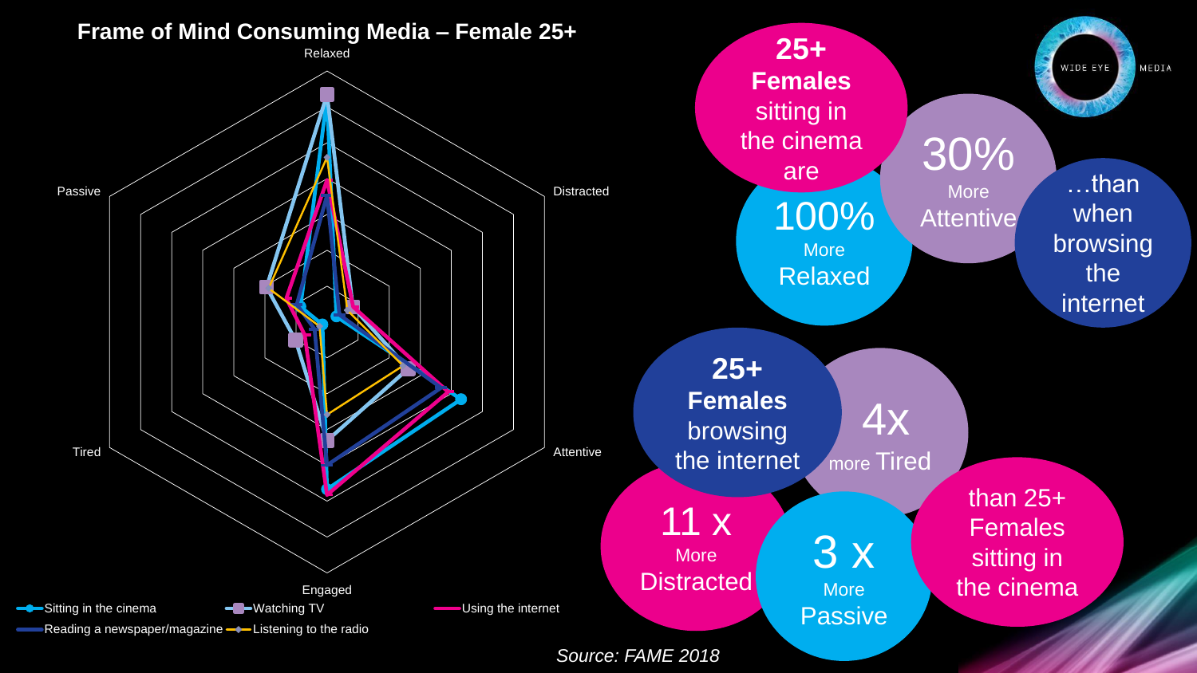## Frame of Mind Consuming Media – Female 25+

Relaxed

Distracted

Attentive

Engaged

Tired

Passive

Sitting in the cinema | Watching TV | Using the internet | Reading a newspaper/magazine | Listening to the radio

**25+ Females** sitting in the cinema are 100% More Relaxed

30% More Attentive

…than when browsing the internet

**25+ Females** browsing the internet

11 x More Distracted

4x more Tired

3 x More Passive

than 25+ Females sitting in the cinema

WIDE EYE MEDIA

*Source: FAME 2018*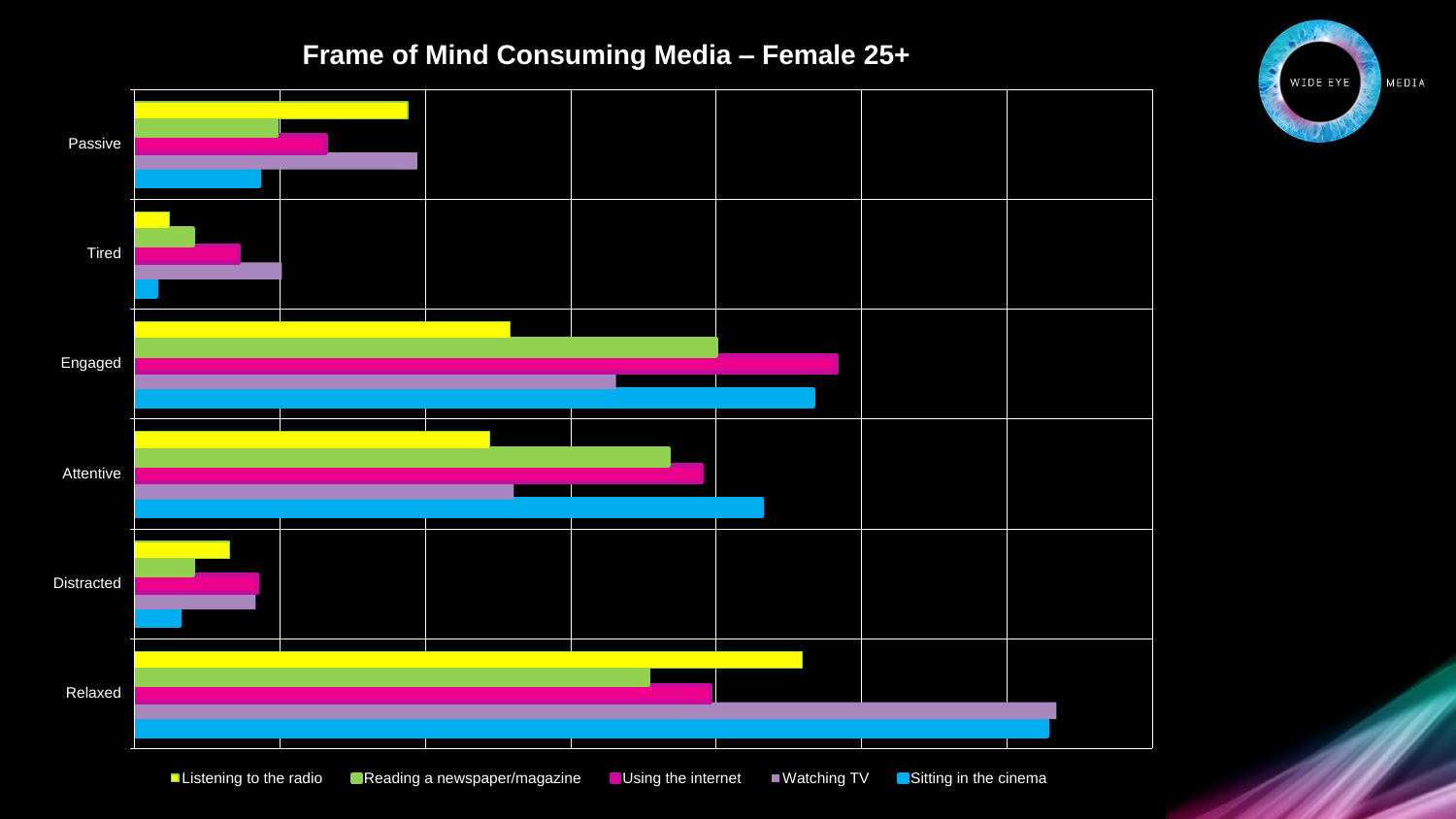# Frame of Mind Consuming Media – Female 25+

WIDE EYE MEDIA

Passive

Tired

Engaged

Attentive

Distracted

Relaxed

Listening to the radio | Reading a newspaper/magazine | Using the internet | Watching TV | Sitting in the cinema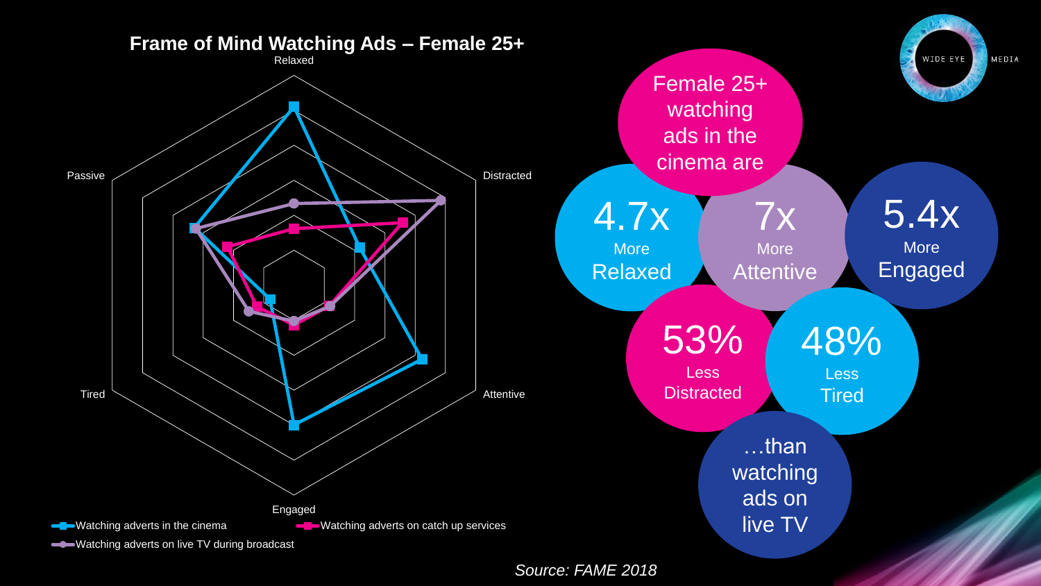## Frame of Mind Watching Ads – Female 25+

Relaxed

Distracted

Attentive

Engaged

Tired

Passive

Watching adverts in the cinema

Watching adverts on catch up services

Watching adverts on live TV during broadcast

WIDE EYE MEDIA

Female 25+ watching ads in the cinema are

4.7x More Relaxed

7x More Attentive

5.4x More Engaged

53% Less Distracted

48% Less Tired

…than watching ads on live TV

*Source: FAME 2018*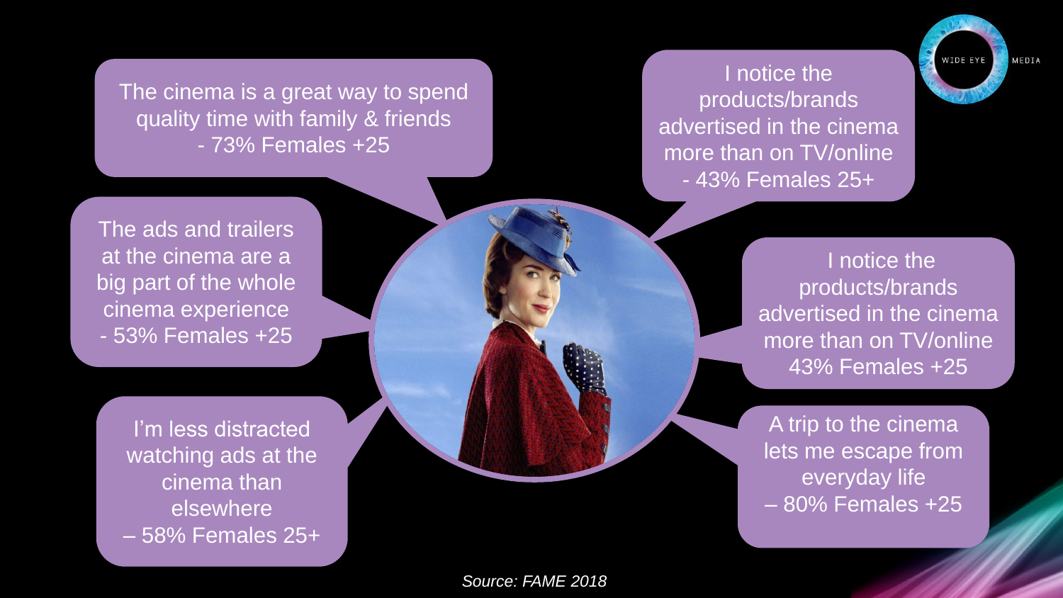The cinema is a great way to spend quality time with family & friends - 73% Females +25

I notice the products/brands advertised in the cinema more than on TV/online - 43% Females 25+

The ads and trailers at the cinema are a big part of the whole cinema experience - 53% Females +25

I notice the products/brands advertised in the cinema more than on TV/online 43% Females +25

I'm less distracted watching ads at the cinema than elsewhere – 58% Females 25+

A trip to the cinema lets me escape from everyday life – 80% Females +25

*Source: FAME 2018*